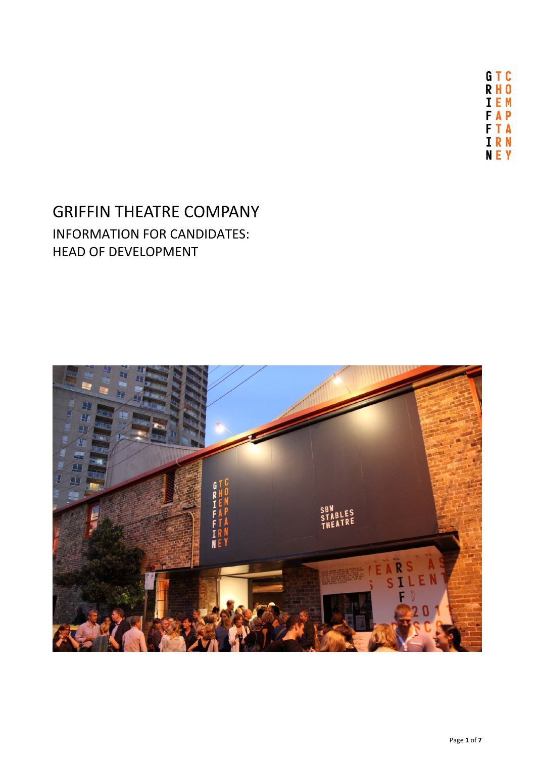# GRIFFIN THEATRE COMPANY

## INFORMATION FOR CANDIDATES: HEAD OF DEVELOPMENT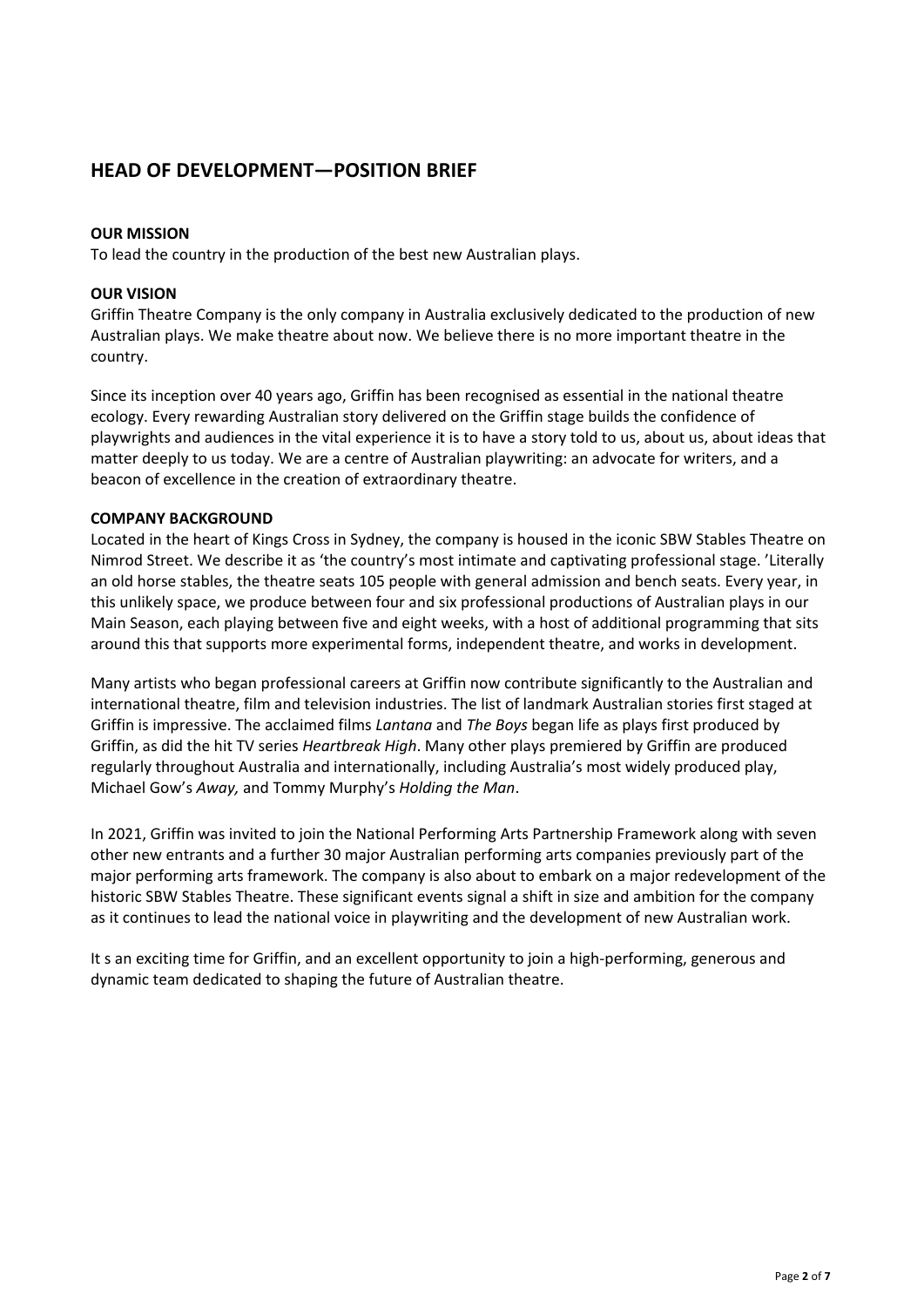# HEAD OF DEVELOPMENT—POSITION BRIEF

**OUR MISSION**

To lead the country in the production of the best new Australian plays.

**OUR VISION**

Griffin Theatre Company is the only company in Australia exclusively dedicated to the production of new Australian plays. We make theatre about now. We believe there is no more important theatre in the country.

Since its inception over 40 years ago, Griffin has been recognised as essential in the national theatre ecology. Every rewarding Australian story delivered on the Griffin stage builds the confidence of playwrights and audiences in the vital experience it is to have a story told to us, about us, about ideas that matter deeply to us today. We are a centre of Australian playwriting: an advocate for writers, and a beacon of excellence in the creation of extraordinary theatre.

**COMPANY BACKGROUND**

Located in the heart of Kings Cross in Sydney, the company is housed in the iconic SBW Stables Theatre on Nimrod Street. We describe it as 'the country's most intimate and captivating professional stage. 'Literally an old horse stables, the theatre seats 105 people with general admission and bench seats. Every year, in this unlikely space, we produce between four and six professional productions of Australian plays in our Main Season, each playing between five and eight weeks, with a host of additional programming that sits around this that supports more experimental forms, independent theatre, and works in development.

Many artists who began professional careers at Griffin now contribute significantly to the Australian and international theatre, film and television industries. The list of landmark Australian stories first staged at Griffin is impressive. The acclaimed films *Lantana* and *The Boys* began life as plays first produced by Griffin, as did the hit TV series *Heartbreak High*. Many other plays premiered by Griffin are produced regularly throughout Australia and internationally, including Australia's most widely produced play, Michael Gow's *Away,* and Tommy Murphy's *Holding the Man*.

In 2021, Griffin was invited to join the National Performing Arts Partnership Framework along with seven other new entrants and a further 30 major Australian performing arts companies previously part of the major performing arts framework. The company is also about to embark on a major redevelopment of the historic SBW Stables Theatre. These significant events signal a shift in size and ambition for the company as it continues to lead the national voice in playwriting and the development of new Australian work.

It s an exciting time for Griffin, and an excellent opportunity to join a high-performing, generous and dynamic team dedicated to shaping the future of Australian theatre.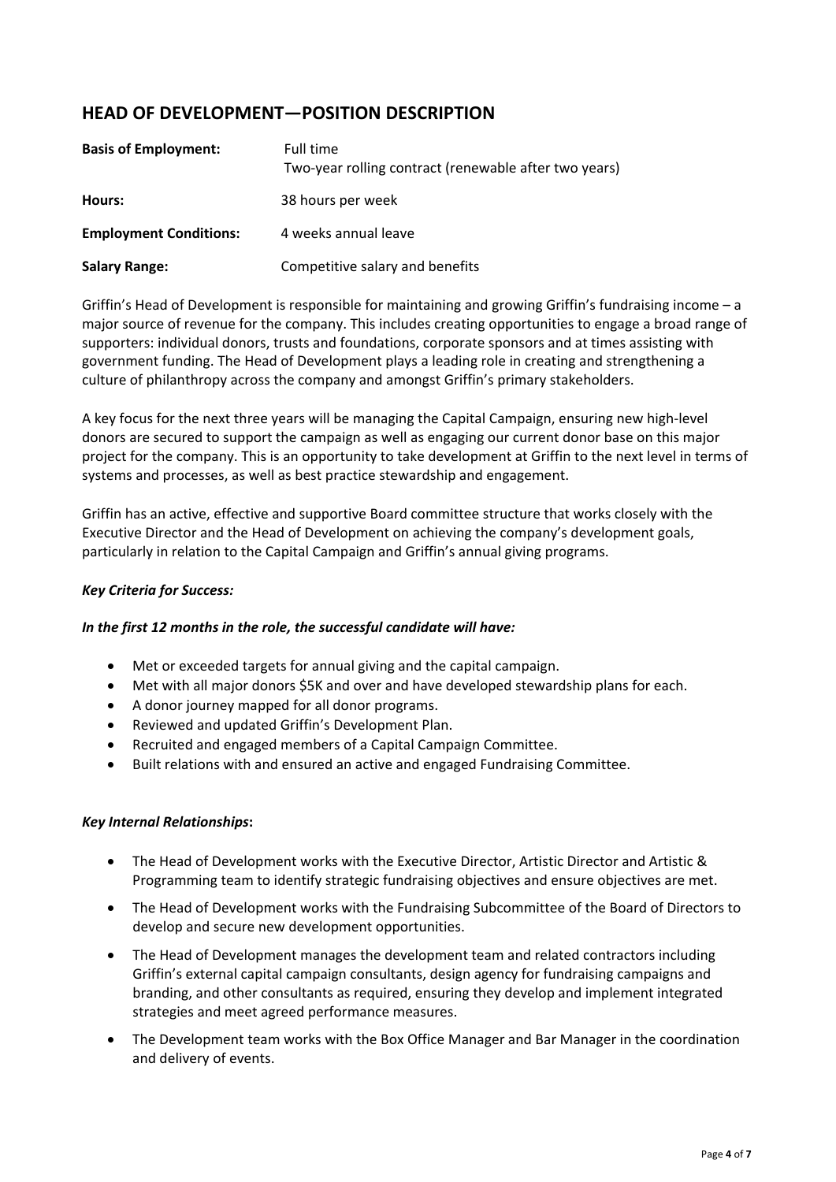## HEAD OF DEVELOPMENT—POSITION DESCRIPTION

| | |
|---|---|
| **Basis of Employment:** | Full time<br>Two-year rolling contract (renewable after two years) |
| **Hours:** | 38 hours per week |
| **Employment Conditions:** | 4 weeks annual leave |
| **Salary Range:** | Competitive salary and benefits |

Griffin's Head of Development is responsible for maintaining and growing Griffin's fundraising income – a major source of revenue for the company. This includes creating opportunities to engage a broad range of supporters: individual donors, trusts and foundations, corporate sponsors and at times assisting with government funding. The Head of Development plays a leading role in creating and strengthening a culture of philanthropy across the company and amongst Griffin's primary stakeholders.

A key focus for the next three years will be managing the Capital Campaign, ensuring new high-level donors are secured to support the campaign as well as engaging our current donor base on this major project for the company. This is an opportunity to take development at Griffin to the next level in terms of systems and processes, as well as best practice stewardship and engagement.

Griffin has an active, effective and supportive Board committee structure that works closely with the Executive Director and the Head of Development on achieving the company's development goals, particularly in relation to the Capital Campaign and Griffin's annual giving programs.

***Key Criteria for Success:***

***In the first 12 months in the role, the successful candidate will have:***

- Met or exceeded targets for annual giving and the capital campaign.
- Met with all major donors $5K and over and have developed stewardship plans for each.
- A donor journey mapped for all donor programs.
- Reviewed and updated Griffin's Development Plan.
- Recruited and engaged members of a Capital Campaign Committee.
- Built relations with and ensured an active and engaged Fundraising Committee.

***Key Internal Relationships*:**

- The Head of Development works with the Executive Director, Artistic Director and Artistic & Programming team to identify strategic fundraising objectives and ensure objectives are met.
- The Head of Development works with the Fundraising Subcommittee of the Board of Directors to develop and secure new development opportunities.
- The Head of Development manages the development team and related contractors including Griffin's external capital campaign consultants, design agency for fundraising campaigns and branding, and other consultants as required, ensuring they develop and implement integrated strategies and meet agreed performance measures.
- The Development team works with the Box Office Manager and Bar Manager in the coordination and delivery of events.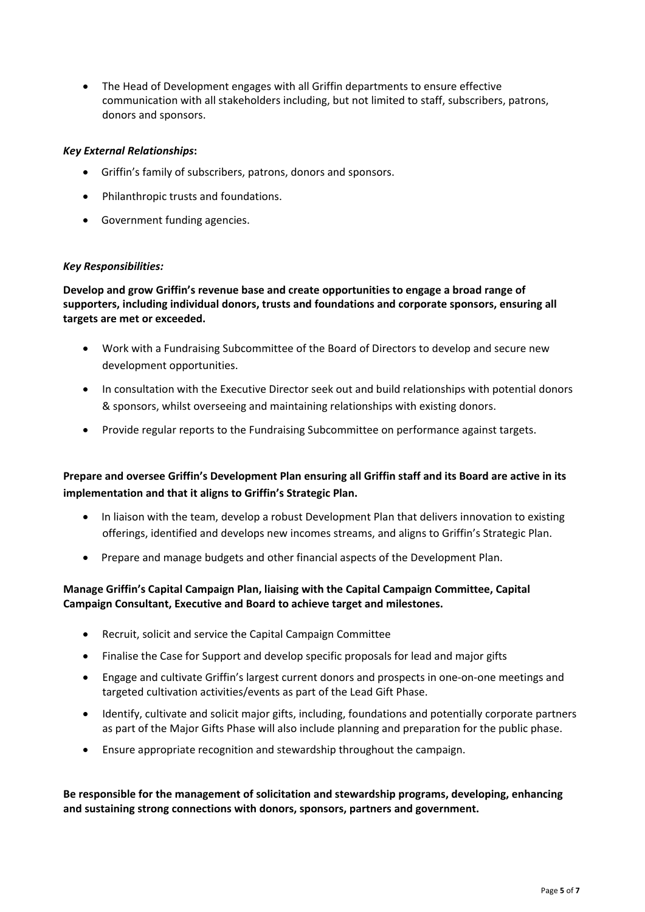- The Head of Development engages with all Griffin departments to ensure effective communication with all stakeholders including, but not limited to staff, subscribers, patrons, donors and sponsors.

***Key External Relationships*:**

- Griffin's family of subscribers, patrons, donors and sponsors.
- Philanthropic trusts and foundations.
- Government funding agencies.

***Key Responsibilities:***

**Develop and grow Griffin's revenue base and create opportunities to engage a broad range of supporters, including individual donors, trusts and foundations and corporate sponsors, ensuring all targets are met or exceeded.**

- Work with a Fundraising Subcommittee of the Board of Directors to develop and secure new development opportunities.
- In consultation with the Executive Director seek out and build relationships with potential donors & sponsors, whilst overseeing and maintaining relationships with existing donors.
- Provide regular reports to the Fundraising Subcommittee on performance against targets.

**Prepare and oversee Griffin's Development Plan ensuring all Griffin staff and its Board are active in its implementation and that it aligns to Griffin's Strategic Plan.**

- In liaison with the team, develop a robust Development Plan that delivers innovation to existing offerings, identified and develops new incomes streams, and aligns to Griffin's Strategic Plan.
- Prepare and manage budgets and other financial aspects of the Development Plan.

**Manage Griffin's Capital Campaign Plan, liaising with the Capital Campaign Committee, Capital Campaign Consultant, Executive and Board to achieve target and milestones.**

- Recruit, solicit and service the Capital Campaign Committee
- Finalise the Case for Support and develop specific proposals for lead and major gifts
- Engage and cultivate Griffin's largest current donors and prospects in one-on-one meetings and targeted cultivation activities/events as part of the Lead Gift Phase.
- Identify, cultivate and solicit major gifts, including, foundations and potentially corporate partners as part of the Major Gifts Phase will also include planning and preparation for the public phase.
- Ensure appropriate recognition and stewardship throughout the campaign.

**Be responsible for the management of solicitation and stewardship programs, developing, enhancing and sustaining strong connections with donors, sponsors, partners and government.**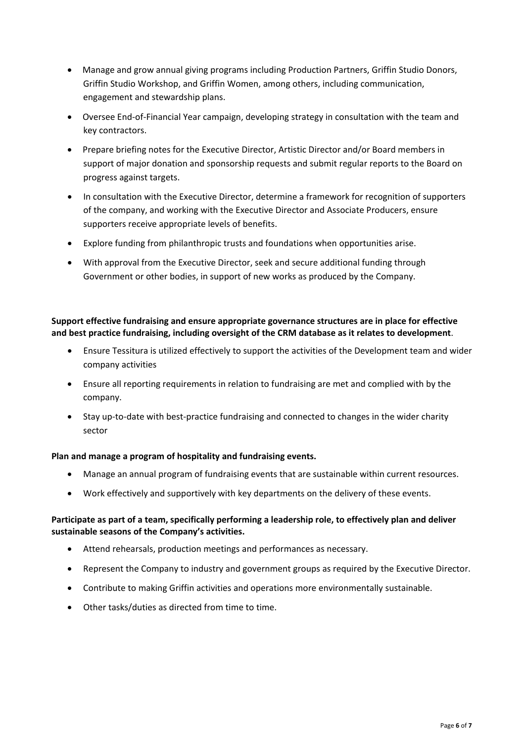- Manage and grow annual giving programs including Production Partners, Griffin Studio Donors, Griffin Studio Workshop, and Griffin Women, among others, including communication, engagement and stewardship plans.
- Oversee End-of-Financial Year campaign, developing strategy in consultation with the team and key contractors.
- Prepare briefing notes for the Executive Director, Artistic Director and/or Board members in support of major donation and sponsorship requests and submit regular reports to the Board on progress against targets.
- In consultation with the Executive Director, determine a framework for recognition of supporters of the company, and working with the Executive Director and Associate Producers, ensure supporters receive appropriate levels of benefits.
- Explore funding from philanthropic trusts and foundations when opportunities arise.
- With approval from the Executive Director, seek and secure additional funding through Government or other bodies, in support of new works as produced by the Company.

**Support effective fundraising and ensure appropriate governance structures are in place for effective and best practice fundraising, including oversight of the CRM database as it relates to development**.

- Ensure Tessitura is utilized effectively to support the activities of the Development team and wider company activities
- Ensure all reporting requirements in relation to fundraising are met and complied with by the company.
- Stay up-to-date with best-practice fundraising and connected to changes in the wider charity sector

**Plan and manage a program of hospitality and fundraising events.**

- Manage an annual program of fundraising events that are sustainable within current resources.
- Work effectively and supportively with key departments on the delivery of these events.

**Participate as part of a team, specifically performing a leadership role, to effectively plan and deliver sustainable seasons of the Company's activities.**

- Attend rehearsals, production meetings and performances as necessary.
- Represent the Company to industry and government groups as required by the Executive Director.
- Contribute to making Griffin activities and operations more environmentally sustainable.
- Other tasks/duties as directed from time to time.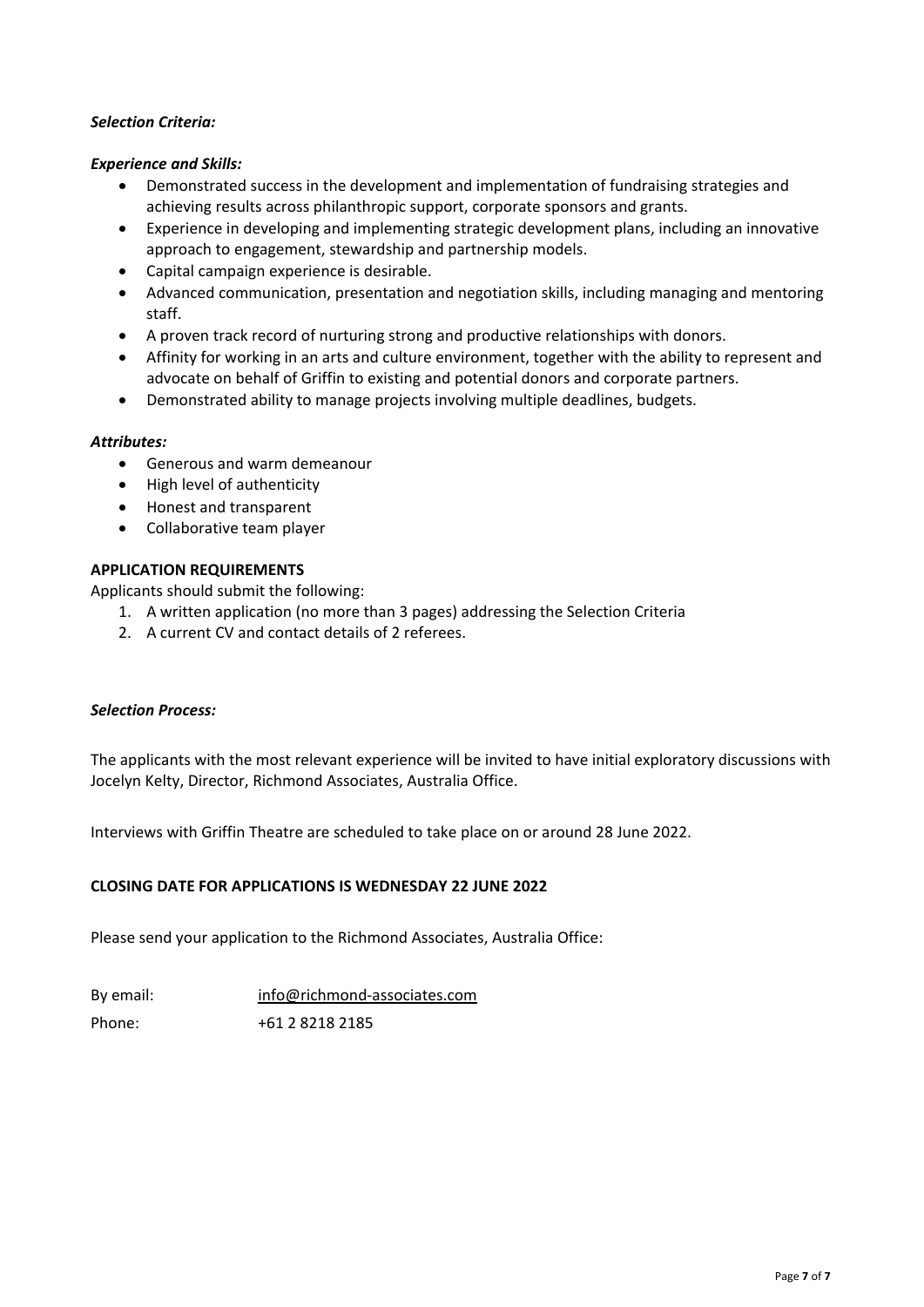***Selection Criteria:***

***Experience and Skills:***

- Demonstrated success in the development and implementation of fundraising strategies and achieving results across philanthropic support, corporate sponsors and grants.
- Experience in developing and implementing strategic development plans, including an innovative approach to engagement, stewardship and partnership models.
- Capital campaign experience is desirable.
- Advanced communication, presentation and negotiation skills, including managing and mentoring staff.
- A proven track record of nurturing strong and productive relationships with donors.
- Affinity for working in an arts and culture environment, together with the ability to represent and advocate on behalf of Griffin to existing and potential donors and corporate partners.
- Demonstrated ability to manage projects involving multiple deadlines, budgets.

***Attributes:***

- Generous and warm demeanour
- High level of authenticity
- Honest and transparent
- Collaborative team player

**APPLICATION REQUIREMENTS**

Applicants should submit the following:

1. A written application (no more than 3 pages) addressing the Selection Criteria
2. A current CV and contact details of 2 referees.

***Selection Process:***

The applicants with the most relevant experience will be invited to have initial exploratory discussions with Jocelyn Kelty, Director, Richmond Associates, Australia Office.

Interviews with Griffin Theatre are scheduled to take place on or around 28 June 2022.

**CLOSING DATE FOR APPLICATIONS IS WEDNESDAY 22 JUNE 2022**

Please send your application to the Richmond Associates, Australia Office:

| | |
|---|---|
| By email: | info@richmond-associates.com |
| Phone: | +61 2 8218 2185 |